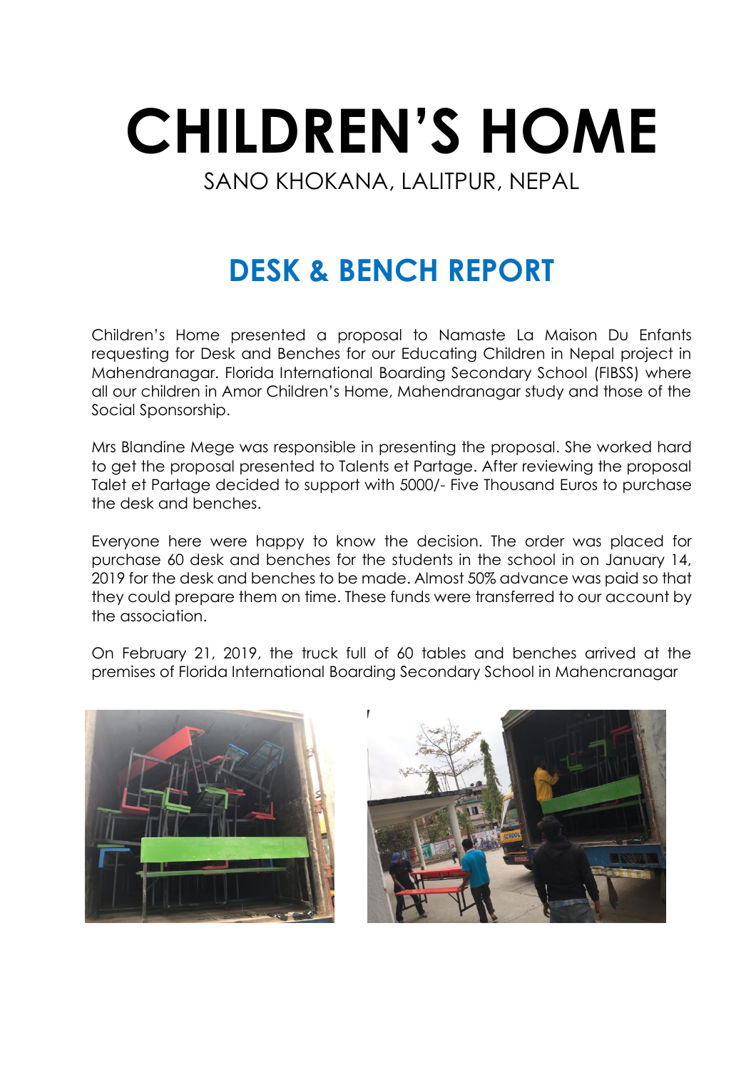# CHILDREN'S HOME

SANO KHOKANA, LALITPUR, NEPAL

## DESK & BENCH REPORT

Children's Home presented a proposal to Namaste La Maison Du Enfants requesting for Desk and Benches for our Educating Children in Nepal project in Mahendranagar. Florida International Boarding Secondary School (FIBSS) where all our children in Amor Children's Home, Mahendranagar study and those of the Social Sponsorship.

Mrs Blandine Mege was responsible in presenting the proposal. She worked hard to get the proposal presented to Talents et Partage. After reviewing the proposal Talet et Partage decided to support with 5000/- Five Thousand Euros to purchase the desk and benches.

Everyone here were happy to know the decision. The order was placed for purchase 60 desk and benches for the students in the school in on January 14, 2019 for the desk and benches to be made. Almost 50% advance was paid so that they could prepare them on time. These funds were transferred to our account by the association.

On February 21, 2019, the truck full of 60 tables and benches arrived at the premises of Florida International Boarding Secondary School in Mahencranagar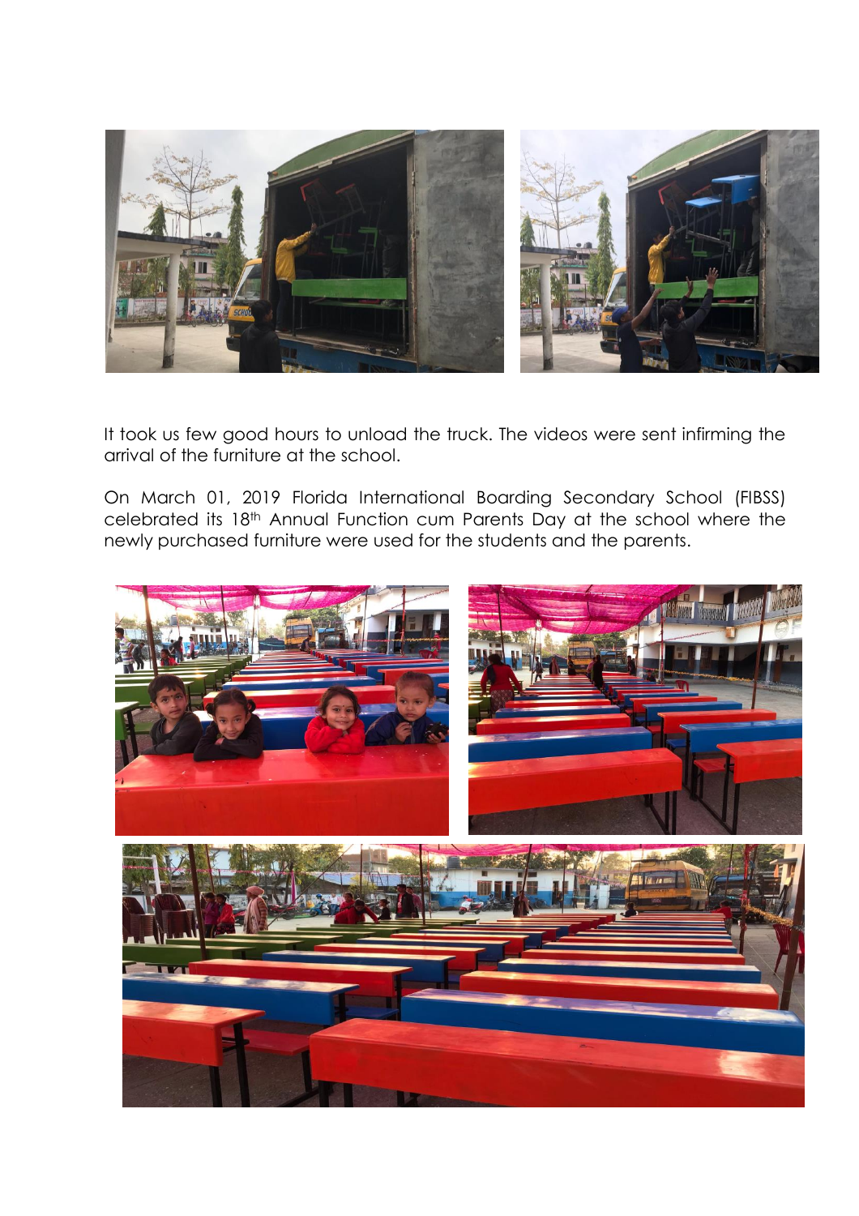It took us few good hours to unload the truck. The videos were sent infirming the arrival of the furniture at the school.

On March 01, 2019 Florida International Boarding Secondary School (FIBSS) celebrated its 18th Annual Function cum Parents Day at the school where the newly purchased furniture were used for the students and the parents.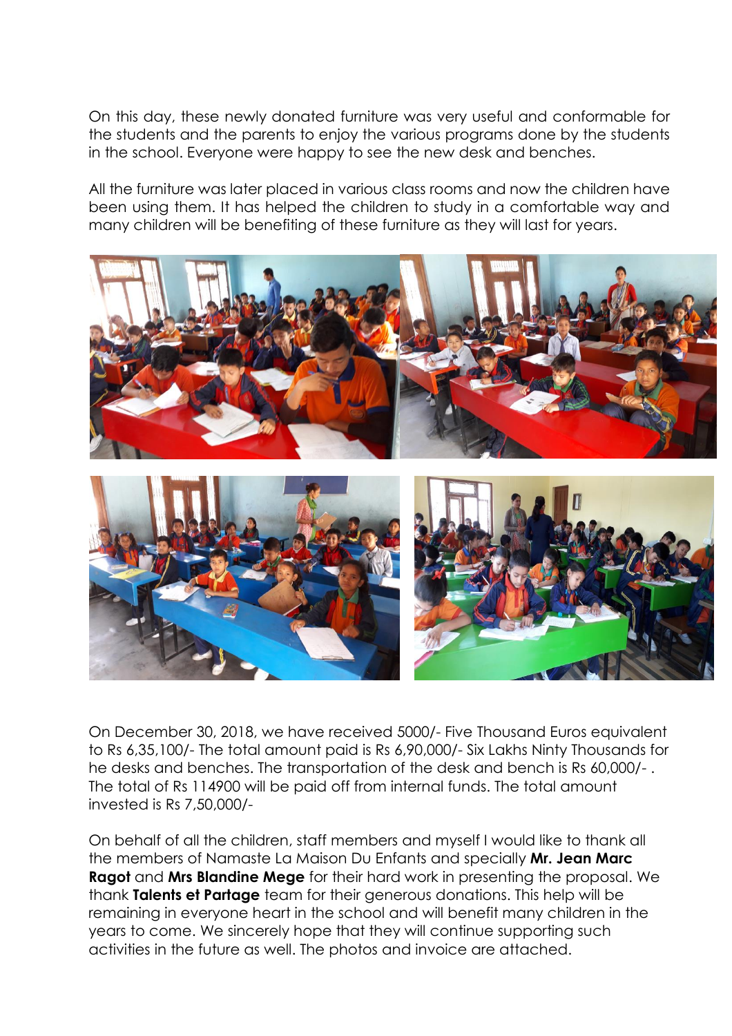On this day, these newly donated furniture was very useful and conformable for the students and the parents to enjoy the various programs done by the students in the school. Everyone were happy to see the new desk and benches.

All the furniture was later placed in various class rooms and now the children have been using them. It has helped the children to study in a comfortable way and many children will be benefiting of these furniture as they will last for years.

On December 30, 2018, we have received 5000/- Five Thousand Euros equivalent to Rs 6,35,100/- The total amount paid is Rs 6,90,000/- Six Lakhs Ninty Thousands for he desks and benches. The transportation of the desk and bench is Rs 60,000/- . The total of Rs 114900 will be paid off from internal funds. The total amount invested is Rs 7,50,000/-

On behalf of all the children, staff members and myself I would like to thank all the members of Namaste La Maison Du Enfants and specially **Mr. Jean Marc Ragot** and **Mrs Blandine Mege** for their hard work in presenting the proposal. We thank **Talents et Partage** team for their generous donations. This help will be remaining in everyone heart in the school and will benefit many children in the years to come. We sincerely hope that they will continue supporting such activities in the future as well. The photos and invoice are attached.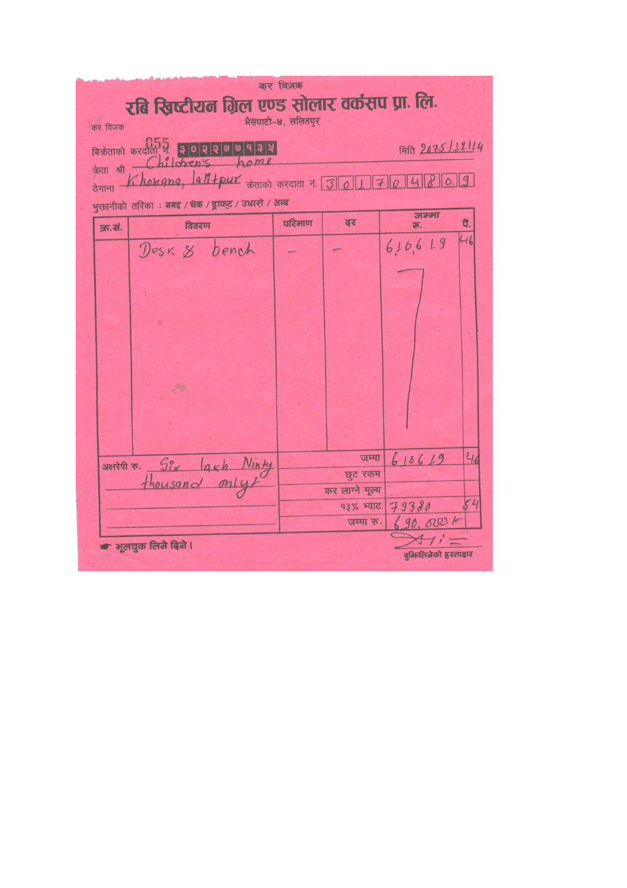कर विजक

# रबि खिष्टीयन ग्रिल एण्ड सोलार वर्कसप प्रा. लि.

भैसेपाटी-४, ललितपुर

कर विजक

बिक्रेताको करदाता नं. 055 ३०२२७७१३५ मिति 2075/12/14

क्रेता श्री Children's home

ठेगाना Khokana, lalitpur क्रेताको करदाता नं. 301704809

भुक्तानीको तरिका : नगद / चेक / ड्राफ्ट / उधारो / अन्य

| क्र.सं. | विवरण | परिमाण | दर | जम्मा रु. | पैं. |
|---|---|---|---|---|---|
| | Desk & bench | — | — | 610619 | 46 |
| | | | जम्मा | 610619 | 46 |
| | | | छुट रकम | | |
| | | | कर लाग्ने मूल्य | | |
| | | | १३% भ्याट | 79380 | 54 |
| | | | जम्मा रु. | 6,90,000/- | |

अक्षरेपी रु. Six lakh Ninty thousand only/-

भूलचुक लिने दिने ।

बुझिलिनेको हस्ताक्षर